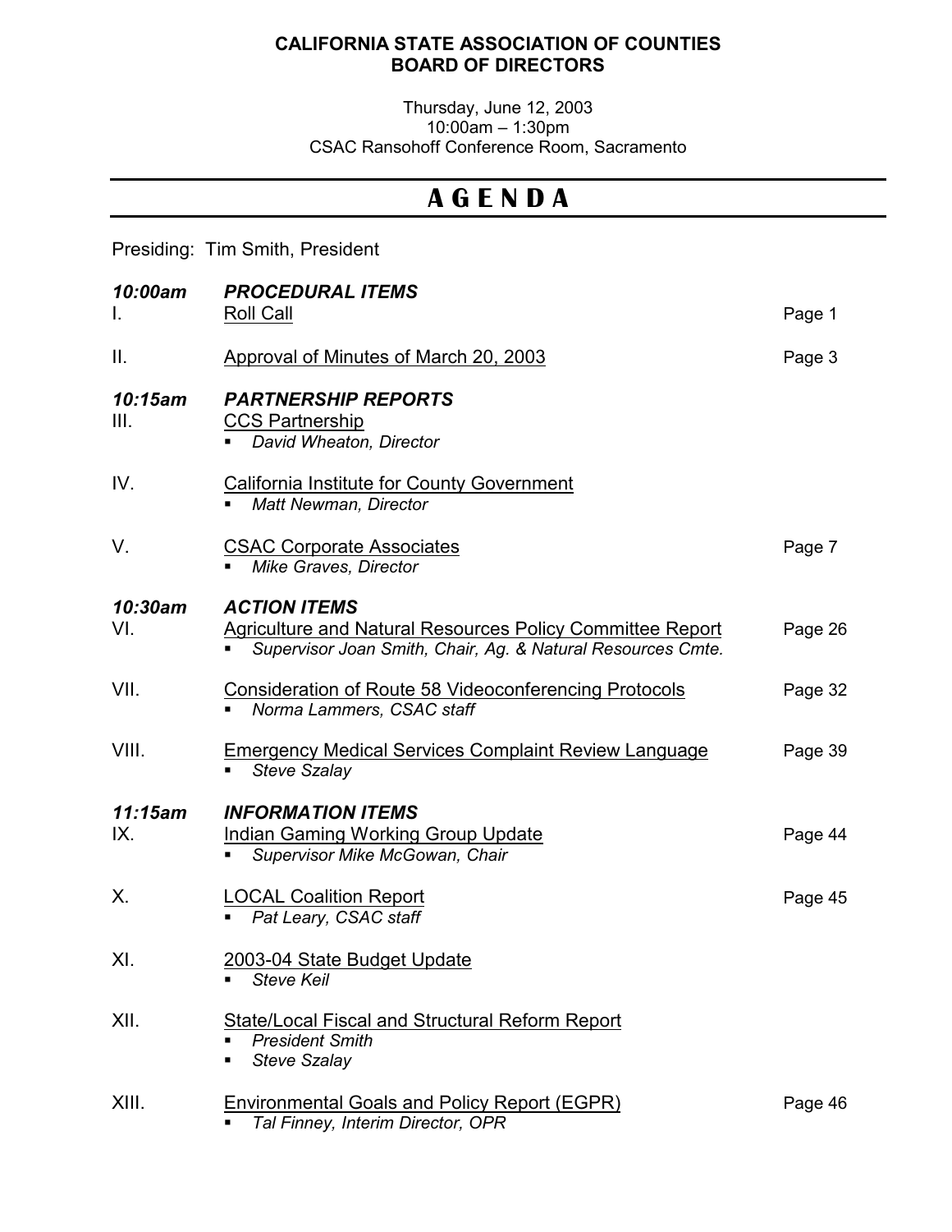**CALIFORNIA STATE ASSOCIATION OF COUNTIES**
**BOARD OF DIRECTORS**

Thursday, June 12, 2003
10:00am – 1:30pm
CSAC Ransohoff Conference Room, Sacramento

# A G E N D A

Presiding: Tim Smith, President

| | | |
|---|---|---|
| ***10:00am*** | ***PROCEDURAL ITEMS*** | |
| I. | Roll Call | Page 1 |
| II. | Approval of Minutes of March 20, 2003 | Page 3 |
| ***10:15am*** | ***PARTNERSHIP REPORTS*** | |
| III. | CCS Partnership<br>▪ *David Wheaton, Director* | |
| IV. | California Institute for County Government<br>▪ *Matt Newman, Director* | |
| V. | CSAC Corporate Associates<br>▪ *Mike Graves, Director* | Page 7 |
| ***10:30am*** | ***ACTION ITEMS*** | |
| VI. | Agriculture and Natural Resources Policy Committee Report<br>▪ *Supervisor Joan Smith, Chair, Ag. & Natural Resources Cmte.* | Page 26 |
| VII. | Consideration of Route 58 Videoconferencing Protocols<br>▪ *Norma Lammers, CSAC staff* | Page 32 |
| VIII. | Emergency Medical Services Complaint Review Language<br>▪ *Steve Szalay* | Page 39 |
| ***11:15am*** | ***INFORMATION ITEMS*** | |
| IX. | Indian Gaming Working Group Update<br>▪ *Supervisor Mike McGowan, Chair* | Page 44 |
| X. | LOCAL Coalition Report<br>▪ *Pat Leary, CSAC staff* | Page 45 |
| XI. | 2003-04 State Budget Update<br>▪ *Steve Keil* | |
| XII. | State/Local Fiscal and Structural Reform Report<br>▪ *President Smith*<br>▪ *Steve Szalay* | |
| XIII. | Environmental Goals and Policy Report (EGPR)<br>▪ *Tal Finney, Interim Director, OPR* | Page 46 |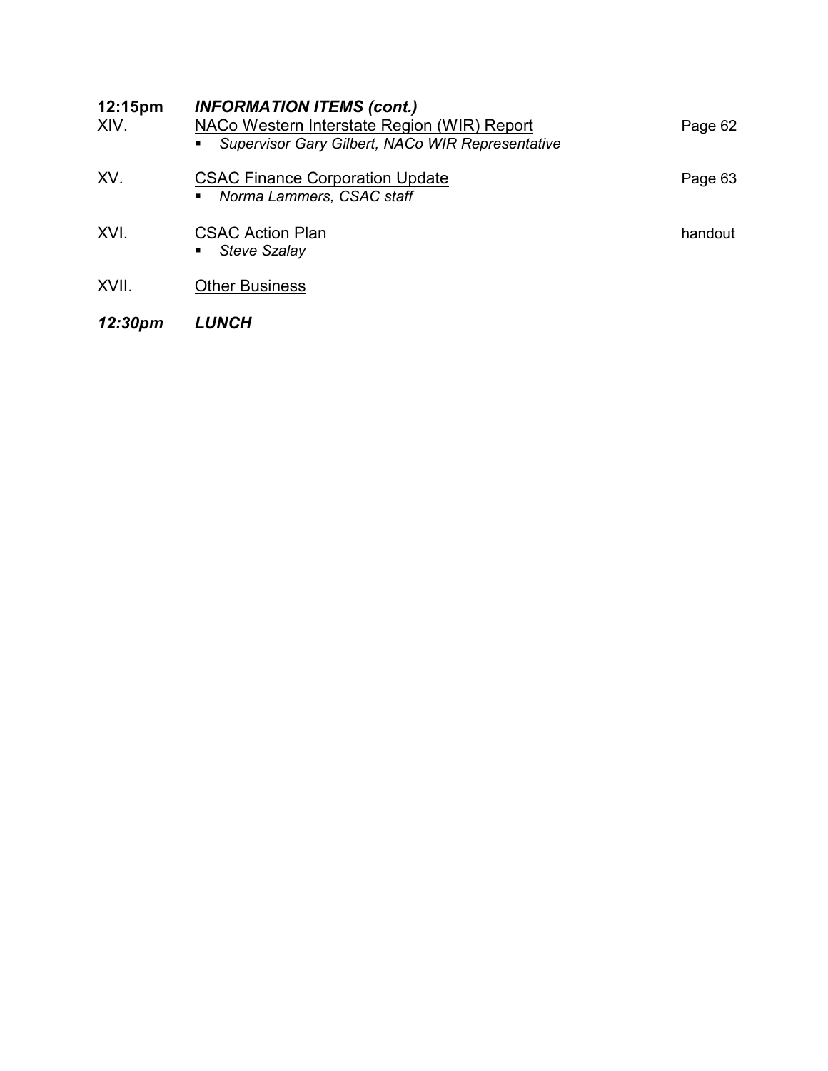**12:15pm** ***INFORMATION ITEMS (cont.)***

XIV. NACo Western Interstate Region (WIR) Report — Page 62
- *Supervisor Gary Gilbert, NACo WIR Representative*

XV. CSAC Finance Corporation Update — Page 63
- *Norma Lammers, CSAC staff*

XVI. CSAC Action Plan — handout
- *Steve Szalay*

XVII. Other Business

***12:30pm*** ***LUNCH***